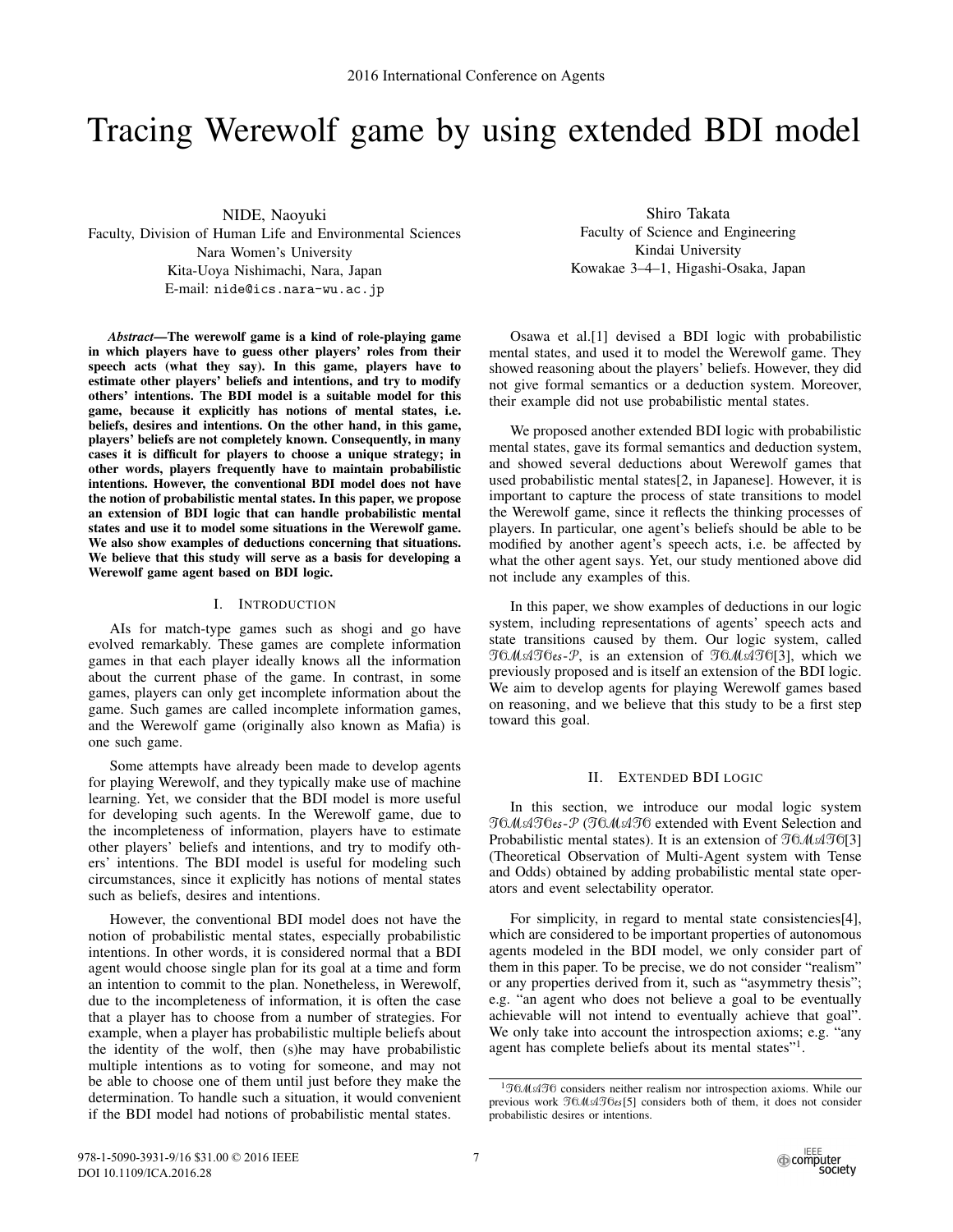# Tracing Werewolf game by using extended BDI model

NIDE, Naoyuki
Faculty, Division of Human Life and Environmental Sciences
Nara Women's University
Kita-Uoya Nishimachi, Nara, Japan
E-mail: nide@ics.nara-wu.ac.jp

Shiro Takata
Faculty of Science and Engineering
Kindai University
Kowakae 3–4–1, Higashi-Osaka, Japan

***Abstract*—The werewolf game is a kind of role-playing game in which players have to guess other players' roles from their speech acts (what they say). In this game, players have to estimate other players' beliefs and intentions, and try to modify others' intentions. The BDI model is a suitable model for this game, because it explicitly has notions of mental states, i.e. beliefs, desires and intentions. On the other hand, in this game, players' beliefs are not completely known. Consequently, in many cases it is difficult for players to choose a unique strategy; in other words, players frequently have to maintain probabilistic intentions. However, the conventional BDI model does not have the notion of probabilistic mental states. In this paper, we propose an extension of BDI logic that can handle probabilistic mental states and use it to model some situations in the Werewolf game. We also show examples of deductions concerning that situations. We believe that this study will serve as a basis for developing a Werewolf game agent based on BDI logic.**

## I. Introduction

AIs for match-type games such as shogi and go have evolved remarkably. These games are complete information games in that each player ideally knows all the information about the current phase of the game. In contrast, in some games, players can only get incomplete information about the game. Such games are called incomplete information games, and the Werewolf game (originally also known as Mafia) is one such game.

Some attempts have already been made to develop agents for playing Werewolf, and they typically make use of machine learning. Yet, we consider that the BDI model is more useful for developing such agents. In the Werewolf game, due to the incompleteness of information, players have to estimate other players' beliefs and intentions, and try to modify others' intentions. The BDI model is useful for modeling such circumstances, since it explicitly has notions of mental states such as beliefs, desires and intentions.

However, the conventional BDI model does not have the notion of probabilistic mental states, especially probabilistic intentions. In other words, it is considered normal that a BDI agent would choose single plan for its goal at a time and form an intention to commit to the plan. Nonetheless, in Werewolf, due to the incompleteness of information, it is often the case that a player has to choose from a number of strategies. For example, when a player has probabilistic multiple beliefs about the identity of the wolf, then (s)he may have probabilistic multiple intentions as to voting for someone, and may not be able to choose one of them until just before they make the determination. To handle such a situation, it would convenient if the BDI model had notions of probabilistic mental states.

Osawa et al.[1] devised a BDI logic with probabilistic mental states, and used it to model the Werewolf game. They showed reasoning about the players' beliefs. However, they did not give formal semantics or a deduction system. Moreover, their example did not use probabilistic mental states.

We proposed another extended BDI logic with probabilistic mental states, gave its formal semantics and deduction system, and showed several deductions about Werewolf games that used probabilistic mental states[2, in Japanese]. However, it is important to capture the process of state transitions to model the Werewolf game, since it reflects the thinking processes of players. In particular, one agent's beliefs should be able to be modified by another agent's speech acts, i.e. be affected by what the other agent says. Yet, our study mentioned above did not include any examples of this.

In this paper, we show examples of deductions in our logic system, including representations of agents' speech acts and state transitions caused by them. Our logic system, called $\mathfrak{TOMATOes}$-$\mathcal{P}$, is an extension of $\mathfrak{TOMATO}$[3], which we previously proposed and is itself an extension of the BDI logic. We aim to develop agents for playing Werewolf games based on reasoning, and we believe that this study to be a first step toward this goal.

## II. Extended BDI logic

In this section, we introduce our modal logic system $\mathfrak{TOMATOes}$-$\mathcal{P}$ ($\mathfrak{TOMATO}$ extended with Event Selection and Probabilistic mental states). It is an extension of $\mathfrak{TOMATO}$[3] (Theoretical Observation of Multi-Agent system with Tense and Odds) obtained by adding probabilistic mental state operators and event selectability operator.

For simplicity, in regard to mental state consistencies[4], which are considered to be important properties of autonomous agents modeled in the BDI model, we only consider part of them in this paper. To be precise, we do not consider "realism" or any properties derived from it, such as "asymmetry thesis"; e.g. "an agent who does not believe a goal to be eventually achievable will not intend to eventually achieve that goal". We only take into account the introspection axioms; e.g. "any agent has complete beliefs about its mental states"[1].

[1] $\mathfrak{TOMATO}$ considers neither realism nor introspection axioms. While our previous work $\mathfrak{TOMATOes}$[5] considers both of them, it does not consider probabilistic desires or intentions.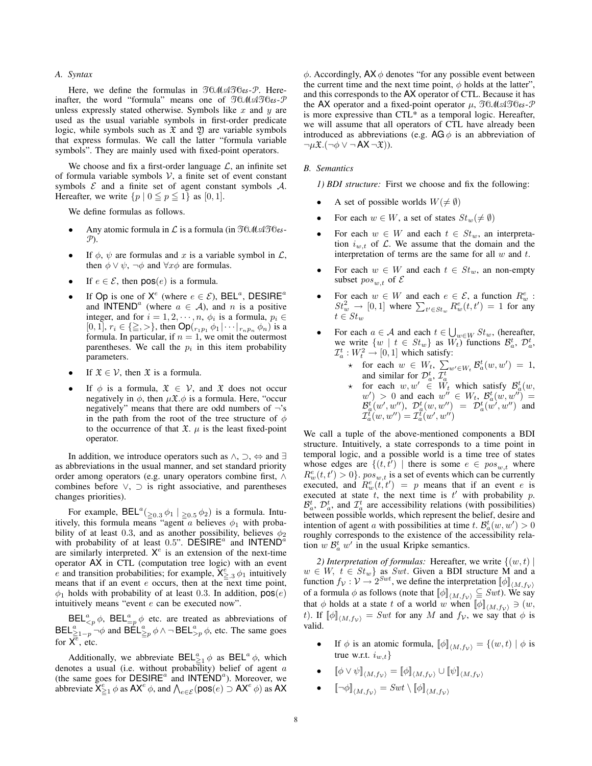### A. Syntax

Here, we define the formulas in $\mathfrak{TOMATOes}$-$\mathcal{P}$. Hereinafter, the word "formula" means one of $\mathfrak{TOMATOes}$-$\mathcal{P}$ unless expressly stated otherwise. Symbols like $x$ and $y$ are used as the usual variable symbols in first-order predicate logic, while symbols such as $\mathfrak{X}$ and $\mathfrak{Y}$ are variable symbols that express formulas. We call the latter "formula variable symbols". They are mainly used with fixed-point operators.

We choose and fix a first-order language $\mathcal{L}$, an infinite set of formula variable symbols $\mathcal{V}$, a finite set of event constant symbols $\mathcal{E}$ and a finite set of agent constant symbols $\mathcal{A}$. Hereafter, we write $\{p \mid 0 \leqq p \leqq 1\}$ as $[0, 1]$.

We define formulas as follows.

- Any atomic formula in $\mathcal{L}$ is a formula (in $\mathfrak{TOMATOes}$-$\mathcal{P}$).
- If $\phi$, $\psi$ are formulas and $x$ is a variable symbol in $\mathcal{L}$, then $\phi \vee \psi$, $\neg\phi$ and $\forall x \phi$ are formulas.
- If $e \in \mathcal{E}$, then $\mathsf{pos}(e)$ is a formula.
- If $\mathsf{Op}$ is one of $\mathsf{X}^e$ (where $e \in \mathcal{E}$), $\mathsf{BEL}^a$, $\mathsf{DESIRE}^a$ and $\mathsf{INTEND}^a$ (where $a \in \mathcal{A}$), and $n$ is a positive integer, and for $i = 1, 2, \cdots, n$, $\phi_i$ is a formula, $p_i \in [0, 1]$, $r_i \in \{\geqq, >\}$, then $\mathsf{Op}(_{r_1 p_1} \phi_1 | \cdots |_{r_n p_n} \phi_n)$ is a formula. In particular, if $n = 1$, we omit the outermost parentheses. We call the $p_i$ in this item probability parameters.
- If $\mathfrak{X} \in \mathcal{V}$, then $\mathfrak{X}$ is a formula.
- If $\phi$ is a formula, $\mathfrak{X} \in \mathcal{V}$, and $\mathfrak{X}$ does not occur negatively in $\phi$, then $\mu\mathfrak{X}.\phi$ is a formula. Here, "occur negatively" means that there are odd numbers of $\neg$'s in the path from the root of the tree structure of $\phi$ to the occurrence of that $\mathfrak{X}$. $\mu$ is the least fixed-point operator.

In addition, we introduce operators such as $\wedge$, $\supset$, $\Leftrightarrow$ and $\exists$ as abbreviations in the usual manner, and set standard priority order among operators (e.g. unary operators combine first, $\wedge$ combines before $\vee$, $\supset$ is right associative, and parentheses changes priorities).

For example, $\mathsf{BEL}^a(_{\geqq 0.3} \phi_1 \mid _{\geqq 0.5} \phi_2)$ is a formula. Intuitively, this formula means "agent $a$ believes $\phi_1$ with probability of at least 0.3, and as another possibility, believes $\phi_2$ with probability of at least 0.5". $\mathsf{DESIRE}^a$ and $\mathsf{INTEND}^a$ are similarly interpreted. $\mathsf{X}^e$ is an extension of the next-time operator $\mathsf{AX}$ in CTL (computation tree logic) with an event $e$ and transition probabilities; for example, $\mathsf{X}^e_{\geqq .3} \phi_1$ intuitively means that if an event $e$ occurs, then at the next time point, $\phi_1$ holds with probability of at least 0.3. In addition, $\mathsf{pos}(e)$ intuitively means "event $e$ can be executed now".

$\mathsf{BEL}^a_{<p} \phi$, $\mathsf{BEL}^a_{=p} \phi$ etc. are treated as abbreviations of $\mathsf{BEL}^a_{\geqq 1-p} \neg\phi$ and $\mathsf{BEL}^a_{\geqq p} \phi \wedge \neg \mathsf{BEL}^a_{>p} \phi$, etc. The same goes for $\mathsf{X}^e$, etc.

Additionally, we abbreviate $\mathsf{BEL}^a_{\geqq 1} \phi$ as $\mathsf{BEL}^a \phi$, which denotes a usual (i.e. without probability) belief of agent $a$ (the same goes for $\mathsf{DESIRE}^a$ and $\mathsf{INTEND}^a$). Moreover, we abbreviate $\mathsf{X}^e_{\geqq 1} \phi$ as $\mathsf{AX}^e \phi$, and $\bigwedge_{e \in \mathcal{E}} (\mathsf{pos}(e) \supset \mathsf{AX}^e \phi)$ as $\mathsf{AX}$ $\phi$. Accordingly, $\mathsf{AX}\, \phi$ denotes "for any possible event between the current time and the next time point, $\phi$ holds at the latter", and this corresponds to the $\mathsf{AX}$ operator of CTL. Because it has the $\mathsf{AX}$ operator and a fixed-point operator $\mu$, $\mathfrak{TOMATOes}$-$\mathcal{P}$ is more expressive than CTL* as a temporal logic. Hereafter, we will assume that all operators of CTL have already been introduced as abbreviations (e.g. $\mathsf{AG}\, \phi$ is an abbreviation of $\neg\mu\mathfrak{X}.(\neg\phi \vee \neg\, \mathsf{AX} \neg\mathfrak{X})$).

### B. Semantics

*1) BDI structure:* First we choose and fix the following:

- A set of possible worlds $W (\neq \emptyset)$
- For each $w \in W$, a set of states $St_w (\neq \emptyset)$
- For each $w \in W$ and each $t \in St_w$, an interpretation $i_{w,t}$ of $\mathcal{L}$. We assume that the domain and the interpretation of terms are the same for all $w$ and $t$.
- For each $w \in W$ and each $t \in St_w$, an non-empty subset $pos_{w,t}$ of $\mathcal{E}$
- For each $w \in W$ and each $e \in \mathcal{E}$, a function $R^e_w : St^2_w \to [0, 1]$ where $\sum_{t' \in St_w} R^e_w(t, t') = 1$ for any $t \in St_w$
- For each $a \in \mathcal{A}$ and each $t \in \bigcup_{w \in W} St_w$, (hereafter, we write $\{w \mid t \in St_w\}$ as $W_t$) functions $\mathcal{B}^t_a$, $\mathcal{D}^t_a$, $\mathcal{I}^t_a : W^2_t \to [0, 1]$ which satisfy:
  - ⋆ for each $w \in W_t$, $\sum_{w' \in W_t} \mathcal{B}^t_a(w, w') = 1$, and similar for $\mathcal{D}^t_a$, $\mathcal{I}^t_a$
  - ⋆ for each $w, w' \in W_t$ which satisfy $\mathcal{B}^t_a(w, w') > 0$ and each $w'' \in W_t$, $\mathcal{B}^t_a(w, w'') = \mathcal{B}^t_a(w', w'')$, $\mathcal{D}^t_a(w, w'') = \mathcal{D}^t_a(w', w'')$ and $\mathcal{I}^t_a(w, w'') = \mathcal{I}^t_a(w', w'')$

We call a tuple of the above-mentioned components a BDI structure. Intuitively, a state corresponds to a time point in temporal logic, and a possible world is a time tree of states whose edges are $\{(t, t') \mid$ there is some $e \in pos_{w,t}$ where $R^e_w(t, t') > 0\}$. $pos_{w,t}$ is a set of events which can be currently executed, and $R^e_w(t, t') = p$ means that if an event $e$ is executed at state $t$, the next time is $t'$ with probability $p$. $\mathcal{B}^t_a$, $\mathcal{D}^t_a$, and $\mathcal{I}^t_a$ are accessibility relations (with possibilities) between possible worlds, which represent the belief, desire and intention of agent $a$ with possibilities at time $t$. $\mathcal{B}^t_a(w, w') > 0$ roughly corresponds to the existence of the accessibility relation $w\ \mathcal{B}^t_a\ w'$ in the usual Kripke semantics.

*2) Interpretation of formulas:* Hereafter, we write $\{(w, t) \mid w \in W,\ t \in St_w\}$ as $Swt$. Given a BDI structure M and a function $f_{\mathcal{V}} : \mathcal{V} \to 2^{Swt}$, we define the interpretation $[\![\phi]\!]_{\langle M, f_{\mathcal{V}} \rangle}$ of a formula $\phi$ as follows (note that $[\![\phi]\!]_{\langle M, f_{\mathcal{V}} \rangle} \subseteq Swt$). We say that $\phi$ holds at a state $t$ of a world $w$ when $[\![\phi]\!]_{\langle M, f_{\mathcal{V}} \rangle} \ni (w, t)$. If $[\![\phi]\!]_{\langle M, f_{\mathcal{V}} \rangle} = Swt$ for any $M$ and $f_{\mathcal{V}}$, we say that $\phi$ is valid.

- If $\phi$ is an atomic formula, $[\![\phi]\!]_{\langle M, f_{\mathcal{V}} \rangle} = \{(w, t) \mid \phi$ is true w.r.t. $i_{w,t}\}$
- $[\![\phi \vee \psi]\!]_{\langle M, f_{\mathcal{V}} \rangle} = [\![\phi]\!]_{\langle M, f_{\mathcal{V}} \rangle} \cup [\![\psi]\!]_{\langle M, f_{\mathcal{V}} \rangle}$
- $[\![\neg\phi]\!]_{\langle M, f_{\mathcal{V}} \rangle} = Swt \setminus [\![\phi]\!]_{\langle M, f_{\mathcal{V}} \rangle}$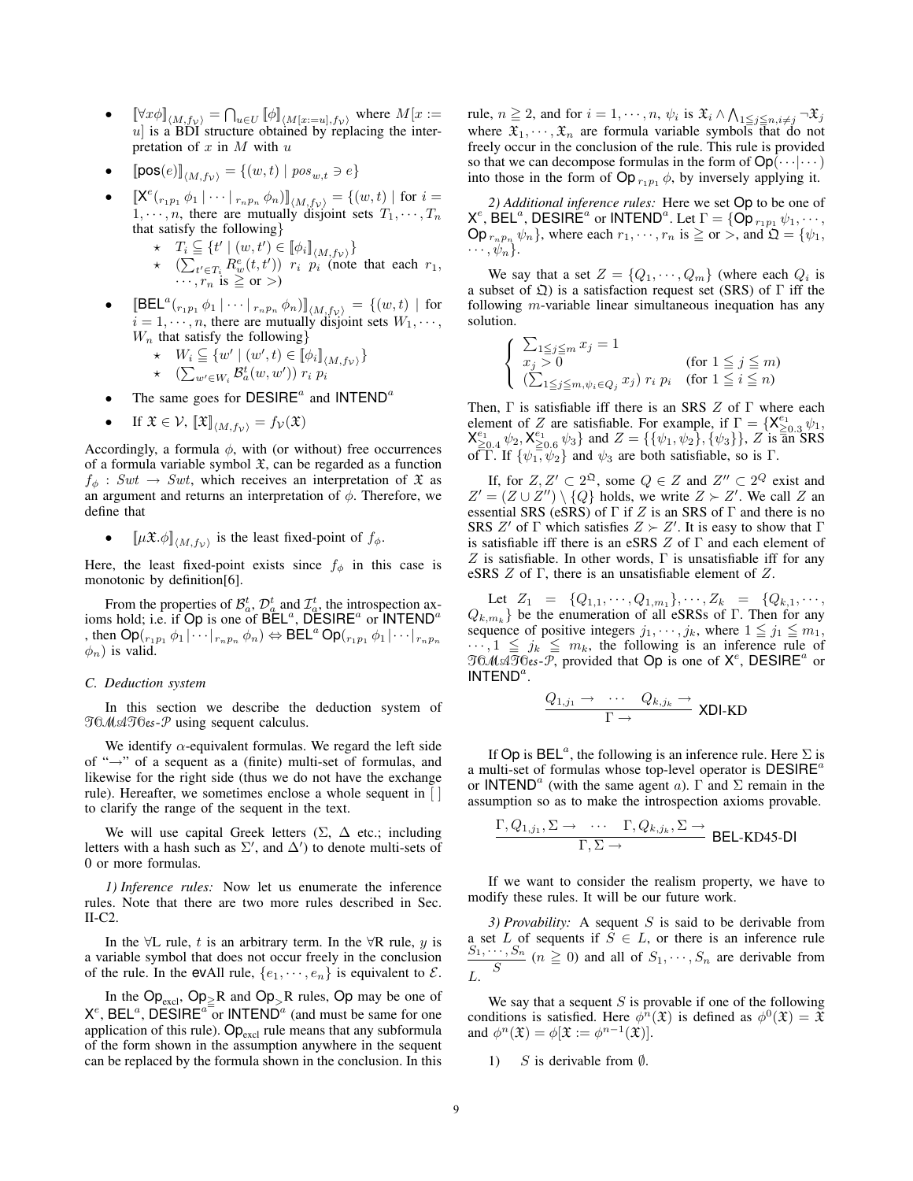- $[\![\forall x\phi]\!]_{\langle M,f_{\mathcal{V}}\rangle} = \bigcap_{u\in U} [\![\phi]\!]_{\langle M[x:=u],f_{\mathcal{V}}\rangle}$ where $M[x := u]$ is a BDI structure obtained by replacing the interpretation of $x$ in $M$ with $u$
- $[\![\mathsf{pos}(e)]\!]_{\langle M,f_{\mathcal{V}}\rangle} = \{(w,t) \mid pos_{w,t} \ni e\}$
- $[\![\mathsf{X}^e({}_{r_1p_1}\,\phi_1 \mid \cdots \mid {}_{r_np_n}\,\phi_n)]\!]_{\langle M,f_{\mathcal{V}}\rangle} = \{(w,t) \mid$ for $i = 1,\cdots,n$, there are mutually disjoint sets $T_1,\cdots,T_n$ that satisfy the following$\}$
  - ⋆ $T_i \subseteqq \{t' \mid (w,t') \in [\![\phi_i]\!]_{\langle M,f_{\mathcal{V}}\rangle}\}$
  - ⋆ $(\sum_{t'\in T_i} R^e_w(t,t'))\ r_i\ p_i$ (note that each $r_1, \cdots, r_n$ is $\geqq$ or $>$)
- $[\![\mathsf{BEL}^a({}_{r_1p_1}\,\phi_1 \mid \cdots \mid {}_{r_np_n}\,\phi_n)]\!]_{\langle M,f_{\mathcal{V}}\rangle} = \{(w,t) \mid$ for $i = 1,\cdots,n$, there are mutually disjoint sets $W_1,\cdots,W_n$ that satisfy the following$\}$
  - ⋆ $W_i \subseteqq \{w' \mid (w',t) \in [\![\phi_i]\!]_{\langle M,f_{\mathcal{V}}\rangle}\}$
  - ⋆ $(\sum_{w'\in W_i} \mathcal{B}^t_a(w,w'))\ r_i\ p_i$
- The same goes for $\mathsf{DESIRE}^a$ and $\mathsf{INTEND}^a$
- If $\mathfrak{X} \in \mathcal{V}$, $[\![\mathfrak{X}]\!]_{\langle M,f_{\mathcal{V}}\rangle} = f_{\mathcal{V}}(\mathfrak{X})$

Accordingly, a formula $\phi$, with (or without) free occurrences of a formula variable symbol $\mathfrak{X}$, can be regarded as a function $f_\phi : Swt \to Swt$, which receives an interpretation of $\mathfrak{X}$ as an argument and returns an interpretation of $\phi$. Therefore, we define that

- $[\![\mu\mathfrak{X}.\phi]\!]_{\langle M,f_{\mathcal{V}}\rangle}$ is the least fixed-point of $f_\phi$.

Here, the least fixed-point exists since $f_\phi$ in this case is monotonic by definition[6].

From the properties of $\mathcal{B}^t_a$, $\mathcal{D}^t_a$ and $\mathcal{I}^t_a$, the introspection axioms hold; i.e. if $\mathsf{Op}$ is one of $\mathsf{BEL}^a$, $\mathsf{DESIRE}^a$ or $\mathsf{INTEND}^a$ , then $\mathsf{Op}({}_{r_1p_1}\,\phi_1|\cdots|{}_{r_np_n}\,\phi_n) \Leftrightarrow \mathsf{BEL}^a\,\mathsf{Op}({}_{r_1p_1}\,\phi_1|\cdots|{}_{r_np_n}\,\phi_n)$ is valid.

### C. Deduction system

In this section we describe the deduction system of $\mathfrak{TCMATCes}$-$\mathcal{P}$ using sequent calculus.

We identify $\alpha$-equivalent formulas. We regard the left side of "$\to$" of a sequent as a (finite) multi-set of formulas, and likewise for the right side (thus we do not have the exchange rule). Hereafter, we sometimes enclose a whole sequent in [ ] to clarify the range of the sequent in the text.

We will use capital Greek letters ($\Sigma$, $\Delta$ etc.; including letters with a hash such as $\Sigma'$, and $\Delta'$) to denote multi-sets of 0 or more formulas.

*1) Inference rules:* Now let us enumerate the inference rules. Note that there are two more rules described in Sec. II-C2.

In the $\forall$L rule, $t$ is an arbitrary term. In the $\forall$R rule, $y$ is a variable symbol that does not occur freely in the conclusion of the rule. In the $\mathsf{ev}$All rule, $\{e_1,\cdots,e_n\}$ is equivalent to $\mathcal{E}$.

In the $\mathsf{Op}_{\mathrm{excl}}$, $\mathsf{Op}_{\geqq}$R and $\mathsf{Op}_{>}$R rules, $\mathsf{Op}$ may be one of $\mathsf{X}^e$, $\mathsf{BEL}^a$, $\mathsf{DESIRE}^a$ or $\mathsf{INTEND}^a$ (and must be same for one application of this rule). $\mathsf{Op}_{\mathrm{excl}}$ rule means that any subformula of the form shown in the assumption anywhere in the sequent can be replaced by the formula shown in the conclusion. In this rule, $n \geqq 2$, and for $i = 1,\cdots,n$, $\psi_i$ is $\mathfrak{X}_i \wedge \bigwedge_{1\leqq j\leqq n, i\neq j} \neg\mathfrak{X}_j$ where $\mathfrak{X}_1,\cdots,\mathfrak{X}_n$ are formula variable symbols that do not freely occur in the conclusion of the rule. This rule is provided so that we can decompose formulas in the form of $\mathsf{Op}(\cdots|\cdots)$ into those in the form of $\mathsf{Op}\,{}_{r_1p_1}\,\phi$, by inversely applying it.

*2) Additional inference rules:* Here we set $\mathsf{Op}$ to be one of $\mathsf{X}^e$, $\mathsf{BEL}^a$, $\mathsf{DESIRE}^a$ or $\mathsf{INTEND}^a$. Let $\Gamma = \{\mathsf{Op}\,{}_{r_1p_1}\,\psi_1,\cdots, \mathsf{Op}\,{}_{r_np_n}\,\psi_n\}$, where each $r_1,\cdots,r_n$ is $\geqq$ or $>$, and $\mathfrak{Q} = \{\psi_1, \cdots,\psi_n\}$.

We say that a set $Z = \{Q_1,\cdots,Q_m\}$ (where each $Q_i$ is a subset of $\mathfrak{Q}$) is a satisfaction request set (SRS) of $\Gamma$ iff the following $m$-variable linear simultaneous inequation has any solution.

$$\begin{cases} \sum_{1\leqq j\leqq m} x_j = 1 & \\ x_j > 0 & (\text{for } 1 \leqq j \leqq m) \\ (\sum_{1\leqq j\leqq m, \psi_i\in Q_j} x_j)\ r_i\ p_i & (\text{for } 1 \leqq i \leqq n) \end{cases}$$

Then, $\Gamma$ is satisfiable iff there is an SRS $Z$ of $\Gamma$ where each element of $Z$ are satisfiable. For example, if $\Gamma = \{\mathsf{X}^{e_1}_{\geqq 0.3}\,\psi_1, \mathsf{X}^{e_1}_{\geqq 0.4}\,\psi_2, \mathsf{X}^{e_1}_{\geqq 0.6}\,\psi_3\}$ and $Z = \{\{\psi_1,\psi_2\},\{\psi_3\}\}$, $Z$ is an SRS of $\Gamma$. If $\{\psi_1,\psi_2\}$ and $\psi_3$ are both satisfiable, so is $\Gamma$.

If, for $Z, Z' \subset 2^{\mathfrak{Q}}$, some $Q \in Z$ and $Z'' \subset 2^{Q}$ exist and $Z' = (Z \cup Z'') \setminus \{Q\}$ holds, we write $Z \succ Z'$. We call $Z$ an essential SRS (eSRS) of $\Gamma$ if $Z$ is an SRS of $\Gamma$ and there is no SRS $Z'$ of $\Gamma$ which satisfies $Z \succ Z'$. It is easy to show that $\Gamma$ is satisfiable iff there is an eSRS $Z$ of $\Gamma$ and each element of $Z$ is satisfiable. In other words, $\Gamma$ is unsatisfiable iff for any eSRS $Z$ of $\Gamma$, there is an unsatisfiable element of $Z$.

Let $Z_1 = \{Q_{1,1},\cdots,Q_{1,m_1}\},\cdots,Z_k = \{Q_{k,1},\cdots, Q_{k,m_k}\}$ be the enumeration of all eSRSs of $\Gamma$. Then for any sequence of positive integers $j_1,\cdots,j_k$, where $1 \leqq j_1 \leqq m_1$, $\cdots, 1 \leqq j_k \leqq m_k$, the following is an inference rule of $\mathfrak{TCMATCes}$-$\mathcal{P}$, provided that $\mathsf{Op}$ is one of $\mathsf{X}^e$, $\mathsf{DESIRE}^a$ or $\mathsf{INTEND}^a$.

$$\frac{Q_{1,j_1} \to \quad \cdots \quad Q_{k,j_k} \to}{\Gamma \to}\ \mathsf{XDI\text{-}KD}$$

If $\mathsf{Op}$ is $\mathsf{BEL}^a$, the following is an inference rule. Here $\Sigma$ is a multi-set of formulas whose top-level operator is $\mathsf{DESIRE}^a$ or $\mathsf{INTEND}^a$ (with the same agent $a$). $\Gamma$ and $\Sigma$ remain in the assumption so as to make the introspection axioms provable.

$$\frac{\Gamma, Q_{1,j_1}, \Sigma \to \quad \cdots \quad \Gamma, Q_{k,j_k}, \Sigma \to}{\Gamma, \Sigma \to}\ \mathsf{BEL\text{-}KD45\text{-}DI}$$

If we want to consider the realism property, we have to modify these rules. It will be our future work.

*3) Provability:* A sequent $S$ is said to be derivable from a set $L$ of sequents if $S \in L$, or there is an inference rule $\dfrac{S_1,\cdots,S_n}{S}$ ($n \geqq 0$) and all of $S_1,\cdots,S_n$ are derivable from $L$.

We say that a sequent $S$ is provable if one of the following conditions is satisfied. Here $\phi^n(\mathfrak{X})$ is defined as $\phi^0(\mathfrak{X}) = \mathfrak{X}$ and $\phi^n(\mathfrak{X}) = \phi[\mathfrak{X} := \phi^{n-1}(\mathfrak{X})]$.

1) $S$ is derivable from $\emptyset$.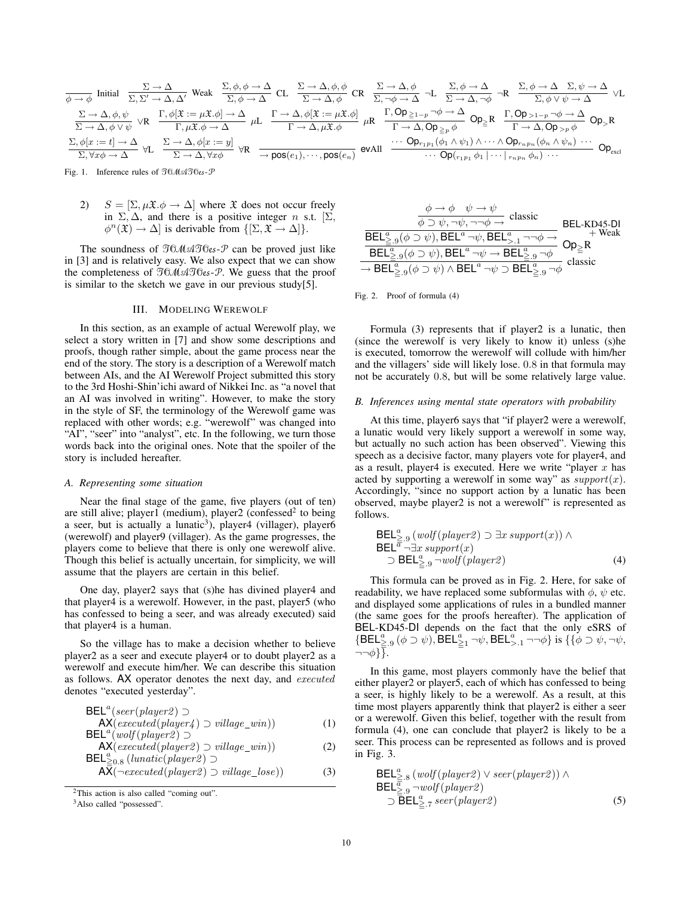$$\frac{}{\phi \to \phi}\ \text{Initial} \quad \frac{\Sigma \to \Delta}{\Sigma, \Sigma' \to \Delta, \Delta'}\ \text{Weak} \quad \frac{\Sigma, \phi, \phi \to \Delta}{\Sigma, \phi \to \Delta}\ \text{CL} \quad \frac{\Sigma \to \Delta, \phi, \phi}{\Sigma \to \Delta, \phi}\ \text{CR} \quad \frac{\Sigma \to \Delta, \phi}{\Sigma, \neg\phi \to \Delta}\ \neg\text{L} \quad \frac{\Sigma, \phi \to \Delta}{\Sigma \to \Delta, \neg\phi}\ \neg\text{R} \quad \frac{\Sigma, \phi \to \Delta \quad \Sigma, \psi \to \Delta}{\Sigma, \phi \vee \psi \to \Delta}\ \vee\text{L}$$

$$\frac{\Sigma \to \Delta, \phi, \psi}{\Sigma \to \Delta, \phi \vee \psi}\ \vee\text{R} \quad \frac{\Gamma, \phi[\mathfrak{X} := \mu\mathfrak{X}.\phi] \to \Delta}{\Gamma, \mu\mathfrak{X}.\phi \to \Delta}\ \mu\text{L} \quad \frac{\Gamma \to \Delta, \phi[\mathfrak{X} := \mu\mathfrak{X}.\phi]}{\Gamma \to \Delta, \mu\mathfrak{X}.\phi}\ \mu\text{R} \quad \frac{\Gamma, \mathsf{Op}_{\geqq 1-p}\neg\phi \to \Delta}{\Gamma \to \Delta, \mathsf{Op}_{\geqq p}\,\phi}\ \mathsf{Op}_{\geqq}\text{R} \quad \frac{\Gamma, \mathsf{Op}_{>1-p}\neg\phi \to \Delta}{\Gamma \to \Delta, \mathsf{Op}_{>p}\,\phi}\ \mathsf{Op}_{>}\text{R}$$

$$\frac{\Sigma, \phi[x := t] \to \Delta}{\Sigma, \forall x\phi \to \Delta}\ \forall\text{L} \quad \frac{\Sigma \to \Delta, \phi[x := y]}{\Sigma \to \Delta, \forall x\phi}\ \forall\text{R} \quad \frac{}{\to \mathsf{pos}(e_1), \cdots, \mathsf{pos}(e_n)}\ \mathsf{evAll} \quad \frac{\cdots\ \mathsf{Op}_{r_1 p_1}(\phi_1 \wedge \psi_1) \wedge \cdots \wedge \mathsf{Op}_{r_n p_n}(\phi_n \wedge \psi_n)\ \cdots}{\cdots\ \mathsf{Op}(_{r_1 p_1}\,\phi_1 \mid \cdots \mid_{r_n p_n}\,\phi_n)\ \cdots}\ \mathsf{Op}_{\text{excl}}$$

Fig. 1. Inference rules of $\mathfrak{TCMATCes}$-$\mathcal{P}$

2) $S = [\Sigma, \mu\mathfrak{X}.\phi \to \Delta]$ where $\mathfrak{X}$ does not occur freely in $\Sigma, \Delta$, and there is a positive integer $n$ s.t. $[\Sigma, \phi^n(\mathfrak{X}) \to \Delta]$ is derivable from $\{[\Sigma, \mathfrak{X} \to \Delta]\}$.

The soundness of $\mathfrak{TCMATCes}$-$\mathcal{P}$ can be proved just like in [3] and is relatively easy. We also expect that we can show the completeness of $\mathfrak{TCMATCes}$-$\mathcal{P}$. We guess that the proof is similar to the sketch we gave in our previous study[5].

## III. Modeling Werewolf

In this section, as an example of actual Werewolf play, we select a story written in [7] and show some descriptions and proofs, though rather simple, about the game process near the end of the story. The story is a description of a Werewolf match between AIs, and the AI Werewolf Project submitted this story to the 3rd Hoshi-Shin'ichi award of Nikkei Inc. as "a novel that an AI was involved in writing". However, to make the story in the style of SF, the terminology of the Werewolf game was replaced with other words; e.g. "werewolf" was changed into "AI", "seer" into "analyst", etc. In the following, we turn those words back into the original ones. Note that the spoiler of the story is included hereafter.

### A. Representing some situation

Near the final stage of the game, five players (out of ten) are still alive; player1 (medium), player2 (confessed[2] to being a seer, but is actually a lunatic[3]), player4 (villager), player6 (werewolf) and player9 (villager). As the game progresses, the players come to believe that there is only one werewolf alive. Though this belief is actually uncertain, for simplicity, we will assume that the players are certain in this belief.

One day, player2 says that (s)he has divined player4 and that player4 is a werewolf. However, in the past, player5 (who has confessed to being a seer, and was already executed) said that player4 is a human.

So the village has to make a decision whether to believe player2 as a seer and execute player4 or to doubt player2 as a werewolf and execute him/her. We can describe this situation as follows. $\mathsf{AX}$ operator denotes the next day, and *executed* denotes "executed yesterday".

$$\begin{aligned}&\mathsf{BEL}^a(seer(player2) \supset \\ &\quad \mathsf{AX}(executed(player4) \supset village\_win)) \qquad (1)\\ &\mathsf{BEL}^a(wolf(player2) \supset \\ &\quad \mathsf{AX}(executed(player2) \supset village\_win)) \qquad (2)\\ &\mathsf{BEL}^a_{\geqq 0.8}(lunatic(player2) \supset \\ &\quad \mathsf{AX}(\neg executed(player2) \supset village\_lose)) \qquad (3)\end{aligned}$$

[2] This action is also called "coming out".

[3] Also called "possessed".

$$\dfrac{\dfrac{\dfrac{\dfrac{\phi \to \phi \quad \psi \to \psi}{\phi \supset \psi, \neg\psi, \neg\neg\phi \to}\ \text{classic}}{\mathsf{BEL}^a_{\geqq .9}(\phi \supset \psi), \mathsf{BEL}^a \neg\psi, \mathsf{BEL}^a_{>.1} \neg\neg\phi \to}\ \mathsf{BEL\text{-}KD45\text{-}DI} + \text{Weak}}{\mathsf{BEL}^a_{\geqq .9}(\phi \supset \psi), \mathsf{BEL}^a \neg\psi \to \mathsf{BEL}^a_{\geqq .9} \neg\phi}\ \mathsf{Op}_{\geqq}\text{R}}{\to \mathsf{BEL}^a_{\geqq .9}(\phi \supset \psi) \wedge \mathsf{BEL}^a \neg\psi \supset \mathsf{BEL}^a_{\geqq .9} \neg\phi}\ \text{classic}$$

Fig. 2. Proof of formula (4)

Formula (3) represents that if player2 is a lunatic, then (since the werewolf is very likely to know it) unless (s)he is executed, tomorrow the werewolf will collude with him/her and the villagers' side will likely lose. $0.8$ in that formula may not be accurately $0.8$, but will be some relatively large value.

### B. Inferences using mental state operators with probability

At this time, player6 says that "if player2 were a werewolf, a lunatic would very likely support a werewolf in some way, but actually no such action has been observed". Viewing this speech as a decisive factor, many players vote for player4, and as a result, player4 is executed. Here we write "player $x$ has acted by supporting a werewolf in some way" as $support(x)$. Accordingly, "since no support action by a lunatic has been observed, maybe player2 is not a werewolf" is represented as follows.

$$\begin{aligned}&\mathsf{BEL}^a_{\geqq .9}(wolf(player2) \supset \exists x\, support(x)) \wedge \\ &\mathsf{BEL}^a \neg\exists x\, support(x) \\ &\quad \supset \mathsf{BEL}^a_{\geqq .9} \neg wolf(player2) \qquad (4)\end{aligned}$$

This formula can be proved as in Fig. 2. Here, for sake of readability, we have replaced some subformulas with $\phi$, $\psi$ etc. and displayed some applications of rules in a bundled manner (the same goes for the proofs hereafter). The application of $\mathsf{BEL\text{-}KD45\text{-}DI}$ depends on the fact that the only eSRS of $\{\mathsf{BEL}^a_{\geqq .9}(\phi \supset \psi), \mathsf{BEL}^a_{\geqq 1} \neg\psi, \mathsf{BEL}^a_{>.1} \neg\neg\phi\}$ is $\{\{\phi \supset \psi, \neg\psi, \neg\neg\phi\}\}$.

In this game, most players commonly have the belief that either player2 or player5, each of which has confessed to being a seer, is highly likely to be a werewolf. As a result, at this time most players apparently think that player2 is either a seer or a werewolf. Given this belief, together with the result from formula (4), one can conclude that player2 is likely to be a seer. This process can be represented as follows and is proved in Fig. 3.

$$\begin{aligned}&\mathsf{BEL}^a_{\geqq .8}(wolf(player2) \vee seer(player2)) \wedge \\ &\mathsf{BEL}^a_{\geqq .9} \neg wolf(player2) \\ &\quad \supset \mathsf{BEL}^a_{\geqq .7}\, seer(player2) \qquad (5)\end{aligned}$$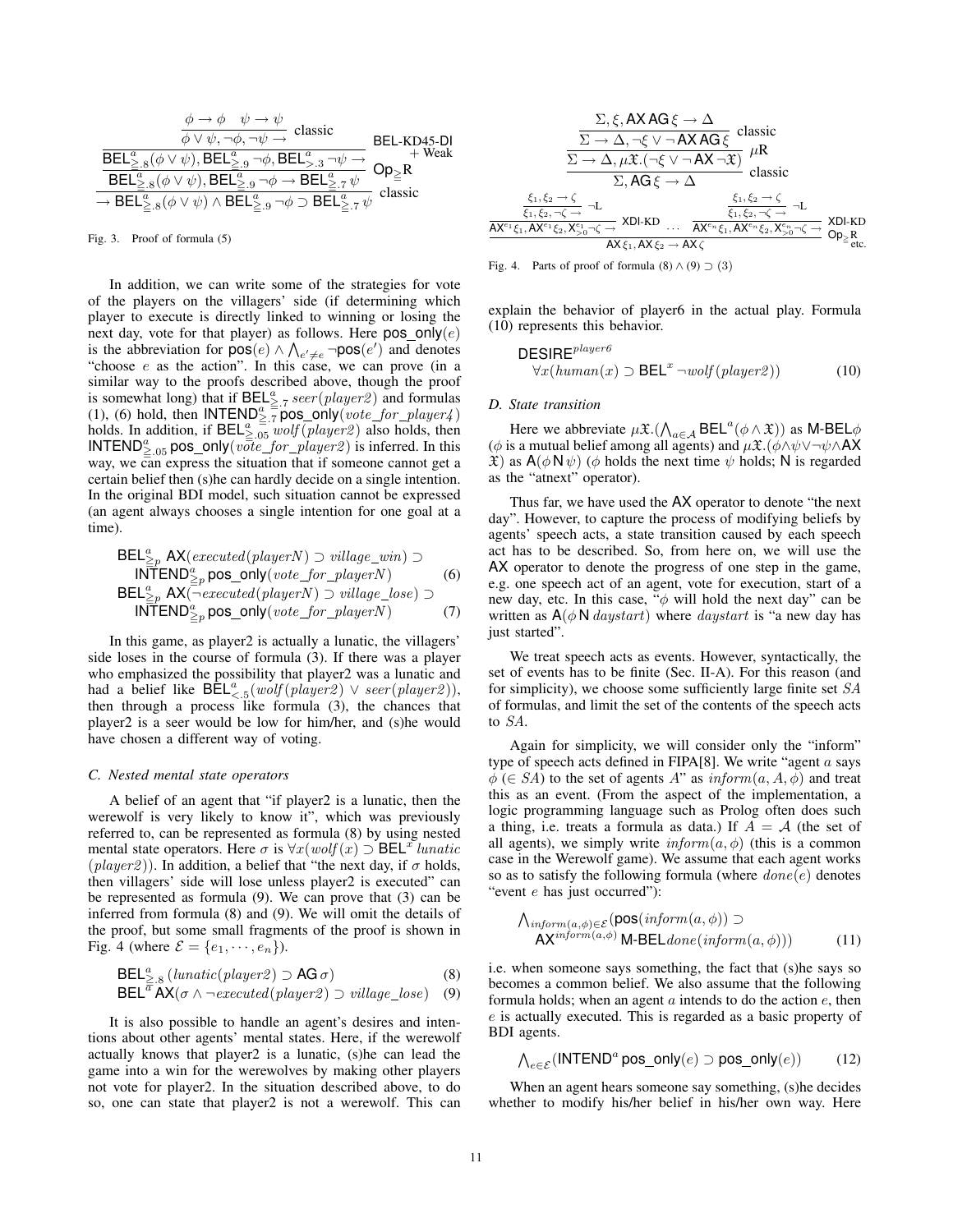$$
\dfrac{\dfrac{\dfrac{\phi \to \phi \quad \psi \to \psi}{\phi \vee \psi, \neg\phi, \neg\psi \to}\ \text{classic}}{\mathsf{BEL}^a_{\geqq .8}(\phi \vee \psi), \mathsf{BEL}^a_{\geqq .9}\neg\phi, \mathsf{BEL}^a_{>.3}\neg\psi \to}\ \begin{array}{l}\text{BEL-KD45-DI}\\ +\text{ Weak}\end{array}}{\dfrac{\mathsf{BEL}^a_{\geqq .8}(\phi \vee \psi), \mathsf{BEL}^a_{\geqq .9}\neg\phi \to \mathsf{BEL}^a_{\geqq .7}\psi}{\to \mathsf{BEL}^a_{\geqq .8}(\phi \vee \psi) \wedge \mathsf{BEL}^a_{\geqq .9}\neg\phi \supset \mathsf{BEL}^a_{\geqq .7}\psi}\ \text{classic}}\ \mathsf{Op}_{\geqq}\text{R}
$$

Fig. 3. Proof of formula (5)

In addition, we can write some of the strategies for vote of the players on the villagers' side (if determining which player to execute is directly linked to winning or losing the next day, vote for that player) as follows. Here $\mathsf{pos\_only}(e)$ is the abbreviation for $\mathsf{pos}(e) \wedge \bigwedge_{e' \neq e} \neg\mathsf{pos}(e')$ and denotes "choose $e$ as the action". In this case, we can prove (in a similar way to the proofs described above, though the proof is somewhat long) that if $\mathsf{BEL}^a_{\geqq .7}\, seer(player2)$ and formulas (1), (6) hold, then $\mathsf{INTEND}^a_{\geqq .7}\,\mathsf{pos\_only}(vote\_for\_player4)$ holds. In addition, if $\mathsf{BEL}^a_{\geqq .05}\, wolf(player2)$ also holds, then $\mathsf{INTEND}^a_{\geqq .05}\,\mathsf{pos\_only}(vote\_for\_player2)$ is inferred. In this way, we can express the situation that if someone cannot get a certain belief then (s)he can hardly decide on a single intention. In the original BDI model, such situation cannot be expressed (an agent always chooses a single intention for one goal at a time).

$$
\begin{aligned}
&\mathsf{BEL}^a_{\geqq p}\,\mathsf{AX}(executed(playerN) \supset village\_win) \supset \\
&\quad \mathsf{INTEND}^a_{\geqq p}\,\mathsf{pos\_only}(vote\_for\_playerN) \qquad (6)\\
&\mathsf{BEL}^a_{\geqq p}\,\mathsf{AX}(\neg executed(playerN) \supset village\_lose) \supset \\
&\quad \mathsf{INTEND}^a_{\geqq p}\,\mathsf{pos\_only}(vote\_for\_playerN) \qquad (7)
\end{aligned}
$$

In this game, as player2 is actually a lunatic, the villagers' side loses in the course of formula (3). If there was a player who emphasized the possibility that player2 was a lunatic and had a belief like $\mathsf{BEL}^a_{<.5}(wolf(player2) \vee seer(player2))$, then through a process like formula (3), the chances that player2 is a seer would be low for him/her, and (s)he would have chosen a different way of voting.

### C. Nested mental state operators

A belief of an agent that "if player2 is a lunatic, then the werewolf is very likely to know it", which was previously referred to, can be represented as formula (8) by using nested mental state operators. Here $\sigma$ is $\forall x(wolf(x) \supset \mathsf{BEL}^x\, lunatic(player2))$. In addition, a belief that "the next day, if $\sigma$ holds, then villagers' side will lose unless player2 is executed" can be represented as formula (9). We can prove that (3) can be inferred from formula (8) and (9). We will omit the details of the proof, but some small fragments of the proof is shown in Fig. 4 (where $\mathcal{E} = \{e_1, \cdots, e_n\}$).

$$
\begin{aligned}
&\mathsf{BEL}^a_{\geqq .8}\,(lunatic(player2) \supset \mathsf{AG}\,\sigma) \qquad (8)\\
&\mathsf{BEL}^a\,\mathsf{AX}(\sigma \wedge \neg executed(player2) \supset village\_lose) \qquad (9)
\end{aligned}
$$

It is also possible to handle an agent's desires and intentions about other agents' mental states. Here, if the werewolf actually knows that player2 is a lunatic, (s)he can lead the game into a win for the werewolves by making other players not vote for player2. In the situation described above, to do so, one can state that player2 is not a werewolf. This can

$$
\dfrac{\dfrac{\dfrac{\Sigma, \xi, \mathsf{AX}\,\mathsf{AG}\,\xi \to \Delta}{\Sigma \to \Delta, \neg\xi \vee \neg\,\mathsf{AX}\,\mathsf{AG}\,\xi}\ \text{classic}}{\Sigma \to \Delta, \mu\mathfrak{X}.(\neg\xi \vee \neg\,\mathsf{AX}\,\neg\mathfrak{X})}\ \mu\text{R}}{\Sigma, \mathsf{AG}\,\xi \to \Delta}\ \text{classic}
$$

$$
\dfrac{\dfrac{\dfrac{\xi_1, \xi_2 \to \zeta}{\xi_1, \xi_2, \neg\zeta \to}\ \neg\text{L}}{\mathsf{AX}^{e_1}\xi_1, \mathsf{AX}^{e_1}\xi_2, \mathsf{X}^{e_1}_{>0}\neg\zeta \to}\ \text{XDI-KD} \quad \cdots \quad \dfrac{\dfrac{\xi_1, \xi_2 \to \zeta}{\xi_1, \xi_2, \neg\zeta \to}\ \neg\text{L}}{\mathsf{AX}^{e_n}\xi_1, \mathsf{AX}^{e_n}\xi_2, \mathsf{X}^{e_n}_{>0}\neg\zeta \to}\ \text{XDI-KD}}{\mathsf{AX}\,\xi_1, \mathsf{AX}\,\xi_2 \to \mathsf{AX}\,\zeta}\ \mathsf{Op}_{\geqq}\text{R etc.}
$$

Fig. 4. Parts of proof of formula (8) ∧ (9) ⊃ (3)

explain the behavior of player6 in the actual play. Formula (10) represents this behavior.

$$
\begin{aligned}
&\mathsf{DESIRE}^{player6} \\
&\quad \forall x(human(x) \supset \mathsf{BEL}^x\,\neg wolf(player2)) \qquad (10)
\end{aligned}
$$

### D. State transition

Here we abbreviate $\mu\mathfrak{X}.(\bigwedge_{a\in\mathcal{A}} \mathsf{BEL}^a(\phi \wedge \mathfrak{X}))$ as $\mathsf{M\text{-}BEL}\phi$ ($\phi$ is a mutual belief among all agents) and $\mu\mathfrak{X}.(\phi \wedge \psi \vee \neg\psi \wedge \mathsf{AX}\,\mathfrak{X})$ as $\mathsf{A}(\phi\,\mathsf{N}\,\psi)$ ($\phi$ holds the next time $\psi$ holds; $\mathsf{N}$ is regarded as the "atnext" operator).

Thus far, we have used the $\mathsf{AX}$ operator to denote "the next day". However, to capture the process of modifying beliefs by agents' speech acts, a state transition caused by each speech act has to be described. So, from here on, we will use the $\mathsf{AX}$ operator to denote the progress of one step in the game, e.g. one speech act of an agent, vote for execution, start of a new day, etc. In this case, "$\phi$ will hold the next day" can be written as $\mathsf{A}(\phi\,\mathsf{N}\,daystart)$ where $daystart$ is "a new day has just started".

We treat speech acts as events. However, syntactically, the set of events has to be finite (Sec. II-A). For this reason (and for simplicity), we choose some sufficiently large finite set $SA$ of formulas, and limit the set of the contents of the speech acts to $SA$.

Again for simplicity, we will consider only the "inform" type of speech acts defined in FIPA[8]. We write "agent $a$ says $\phi$ ($\in SA$) to the set of agents $A$" as $inform(a, A, \phi)$ and treat this as an event. (From the aspect of the implementation, a logic programming language such as Prolog often does such a thing, i.e. treats a formula as data.) If $A = \mathcal{A}$ (the set of all agents), we simply write $inform(a, \phi)$ (this is a common case in the Werewolf game). We assume that each agent works so as to satisfy the following formula (where $done(e)$ denotes "event $e$ has just occurred"):

$$
\begin{aligned}
&\textstyle\bigwedge_{inform(a,\phi)\in\mathcal{E}}(\mathsf{pos}(inform(a,\phi)) \supset \\
&\quad \mathsf{AX}^{inform(a,\phi)}\,\mathsf{M\text{-}BEL}\,done(inform(a,\phi))) \qquad (11)
\end{aligned}
$$

i.e. when someone says something, the fact that (s)he says so becomes a common belief. We also assume that the following formula holds; when an agent $a$ intends to do the action $e$, then $e$ is actually executed. This is regarded as a basic property of BDI agents.

$$
\textstyle\bigwedge_{e\in\mathcal{E}}(\mathsf{INTEND}^a\,\mathsf{pos\_only}(e) \supset \mathsf{pos\_only}(e)) \qquad (12)
$$

When an agent hears someone say something, (s)he decides whether to modify his/her belief in his/her own way. Here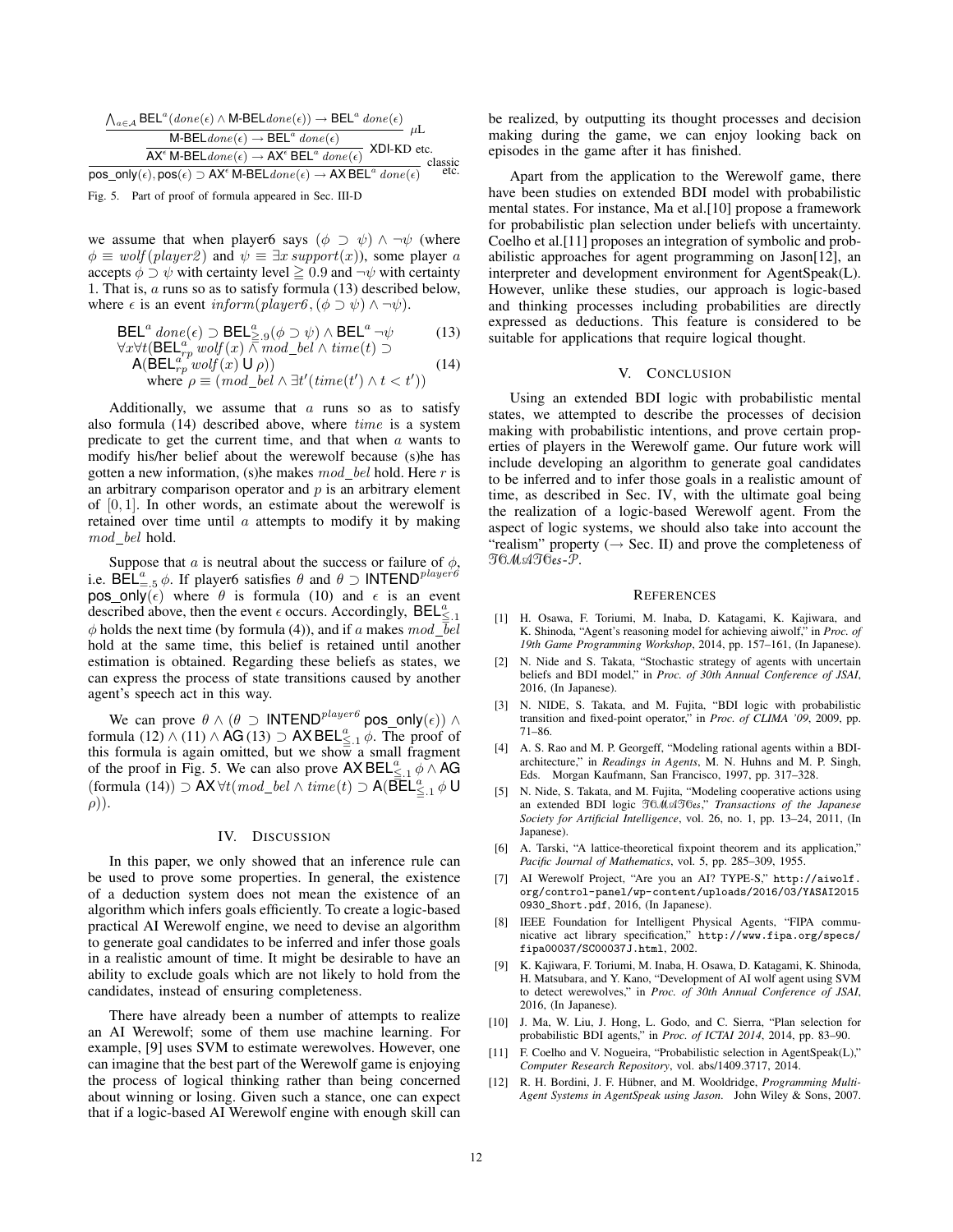$$
\dfrac{\dfrac{\dfrac{\bigwedge_{a\in\mathcal{A}} \mathsf{BEL}^a(done(\epsilon) \wedge \mathsf{M\text{-}BEL}\, done(\epsilon)) \to \mathsf{BEL}^a\, done(\epsilon)}{\mathsf{M\text{-}BEL}\, done(\epsilon) \to \mathsf{BEL}^a\, done(\epsilon)}\ \mu\mathrm{L}}{\mathsf{AX}^\epsilon\, \mathsf{M\text{-}BEL}\, done(\epsilon) \to \mathsf{AX}^\epsilon\, \mathsf{BEL}^a\, done(\epsilon)}\ \text{XDI-KD etc.}}{\mathsf{pos\_only}(\epsilon), \mathsf{pos}(\epsilon) \supset \mathsf{AX}^\epsilon\, \mathsf{M\text{-}BEL}\, done(\epsilon) \to \mathsf{AX}\, \mathsf{BEL}^a\, done(\epsilon)}\ \text{classic etc.}
$$

Fig. 5. Part of proof of formula appeared in Sec. III-D

we assume that when player6 says $(\phi \supset \psi) \wedge \neg\psi$ (where $\phi \equiv wolf(player2)$ and $\psi \equiv \exists x\, support(x)$), some player $a$ accepts $\phi \supset \psi$ with certainty level $\geqq 0.9$ and $\neg\psi$ with certainty 1. That is, $a$ runs so as to satisfy formula (13) described below, where $\epsilon$ is an event $inform(player6, (\phi \supset \psi) \wedge \neg\psi)$.

$$
\mathsf{BEL}^a\, done(\epsilon) \supset \mathsf{BEL}^a_{\geq .9}(\phi \supset \psi) \wedge \mathsf{BEL}^a\, \neg\psi \tag{13}
$$

$$
\begin{aligned}
&\forall x \forall t(\mathsf{BEL}^a_{rp}\, wolf(x) \wedge mod\_bel \wedge time(t) \supset \\
&\quad \mathsf{A}(\mathsf{BEL}^a_{rp}\, wolf(x)\, \mathsf{U}\, \rho)) \\
&\quad \text{where } \rho \equiv (mod\_bel \wedge \exists t'(time(t') \wedge t < t'))
\end{aligned} \tag{14}
$$

Additionally, we assume that $a$ runs so as to satisfy also formula (14) described above, where $time$ is a system predicate to get the current time, and that when $a$ wants to modify his/her belief about the werewolf because (s)he has gotten a new information, (s)he makes $mod\_bel$ hold. Here $r$ is an arbitrary comparison operator and $p$ is an arbitrary element of $[0, 1]$. In other words, an estimate about the werewolf is retained over time until $a$ attempts to modify it by making $mod\_bel$ hold.

Suppose that $a$ is neutral about the success or failure of $\phi$, i.e. $\mathsf{BEL}^a_{=.5}\, \phi$. If player6 satisfies $\theta$ and $\theta \supset \mathsf{INTEND}^{player6}\, \mathsf{pos\_only}(\epsilon)$ where $\theta$ is formula (10) and $\epsilon$ is an event described above, then the event $\epsilon$ occurs. Accordingly, $\mathsf{BEL}^a_{\leqq .1}\, \phi$ holds the next time (by formula (4)), and if $a$ makes $mod\_bel$ hold at the same time, this belief is retained until another estimation is obtained. Regarding these beliefs as states, we can express the process of state transitions caused by another agent's speech act in this way.

We can prove $\theta \wedge (\theta \supset \mathsf{INTEND}^{player6}\, \mathsf{pos\_only}(\epsilon)) \wedge$ formula $(12) \wedge (11) \wedge \mathsf{AG}\,(13) \supset \mathsf{AX}\,\mathsf{BEL}^a_{\leqq .1}\, \phi$. The proof of this formula is again omitted, but we show a small fragment of the proof in Fig. 5. We can also prove $\mathsf{AX}\,\mathsf{BEL}^a_{\leqq .1}\, \phi \wedge \mathsf{AG}$ (formula (14)) $\supset \mathsf{AX}\, \forall t(mod\_bel \wedge time(t) \supset \mathsf{A}(\mathsf{BEL}^a_{\leqq .1}\, \phi\, \mathsf{U}\, \rho))$.

## IV. Discussion

In this paper, we only showed that an inference rule can be used to prove some properties. In general, the existence of a deduction system does not mean the existence of an algorithm which infers goals efficiently. To create a logic-based practical AI Werewolf engine, we need to devise an algorithm to generate goal candidates to be inferred and infer those goals in a realistic amount of time. It might be desirable to have an ability to exclude goals which are not likely to hold from the candidates, instead of ensuring completeness.

There have already been a number of attempts to realize an AI Werewolf; some of them use machine learning. For example, [9] uses SVM to estimate werewolves. However, one can imagine that the best part of the Werewolf game is enjoying the process of logical thinking rather than being concerned about winning or losing. Given such a stance, one can expect that if a logic-based AI Werewolf engine with enough skill can be realized, by outputting its thought processes and decision making during the game, we can enjoy looking back on episodes in the game after it has finished.

Apart from the application to the Werewolf game, there have been studies on extended BDI model with probabilistic mental states. For instance, Ma et al.[10] propose a framework for probabilistic plan selection under beliefs with uncertainty. Coelho et al.[11] proposes an integration of symbolic and probabilistic approaches for agent programming on Jason[12], an interpreter and development environment for AgentSpeak(L). However, unlike these studies, our approach is logic-based and thinking processes including probabilities are directly expressed as deductions. This feature is considered to be suitable for applications that require logical thought.

## V. Conclusion

Using an extended BDI logic with probabilistic mental states, we attempted to describe the processes of decision making with probabilistic intentions, and prove certain properties of players in the Werewolf game. Our future work will include developing an algorithm to generate goal candidates to be inferred and to infer those goals in a realistic amount of time, as described in Sec. IV, with the ultimate goal being the realization of a logic-based Werewolf agent. From the aspect of logic systems, we should also take into account the "realism" property (→ Sec. II) and prove the completeness of $\mathcal{TOMATOes\text{-}P}$.

## References

[1] H. Osawa, F. Toriumi, M. Inaba, D. Katagami, K. Kajiwara, and K. Shinoda, "Agent's reasoning model for achieving aiwolf," in *Proc. of 19th Game Programming Workshop*, 2014, pp. 157–161, (In Japanese).

[2] N. Nide and S. Takata, "Stochastic strategy of agents with uncertain beliefs and BDI model," in *Proc. of 30th Annual Conference of JSAI*, 2016, (In Japanese).

[3] N. NIDE, S. Takata, and M. Fujita, "BDI logic with probabilistic transition and fixed-point operator," in *Proc. of CLIMA '09*, 2009, pp. 71–86.

[4] A. S. Rao and M. P. Georgeff, "Modeling rational agents within a BDI-architecture," in *Readings in Agents*, M. N. Huhns and M. P. Singh, Eds. Morgan Kaufmann, San Francisco, 1997, pp. 317–328.

[5] N. Nide, S. Takata, and M. Fujita, "Modeling cooperative actions using an extended BDI logic $\mathcal{TOMATOes}$," *Transactions of the Japanese Society for Artificial Intelligence*, vol. 26, no. 1, pp. 13–24, 2011, (In Japanese).

[6] A. Tarski, "A lattice-theoretical fixpoint theorem and its application," *Pacific Journal of Mathematics*, vol. 5, pp. 285–309, 1955.

[7] AI Werewolf Project, "Are you an AI? TYPE-S," http://aiwolf.org/control-panel/wp-content/uploads/2016/03/YASAI2015 0930_Short.pdf, 2016, (In Japanese).

[8] IEEE Foundation for Intelligent Physical Agents, "FIPA communicative act library specification," http://www.fipa.org/specs/fipa00037/SC00037J.html, 2002.

[9] K. Kajiwara, F. Toriumi, M. Inaba, H. Osawa, D. Katagami, K. Shinoda, H. Matsubara, and Y. Kano, "Development of AI wolf agent using SVM to detect werewolves," in *Proc. of 30th Annual Conference of JSAI*, 2016, (In Japanese).

[10] J. Ma, W. Liu, J. Hong, L. Godo, and C. Sierra, "Plan selection for probabilistic BDI agents," in *Proc. of ICTAI 2014*, 2014, pp. 83–90.

[11] F. Coelho and V. Nogueira, "Probabilistic selection in AgentSpeak(L)," *Computer Research Repository*, vol. abs/1409.3717, 2014.

[12] R. H. Bordini, J. F. Hübner, and M. Wooldridge, *Programming Multi-Agent Systems in AgentSpeak using Jason*. John Wiley & Sons, 2007.